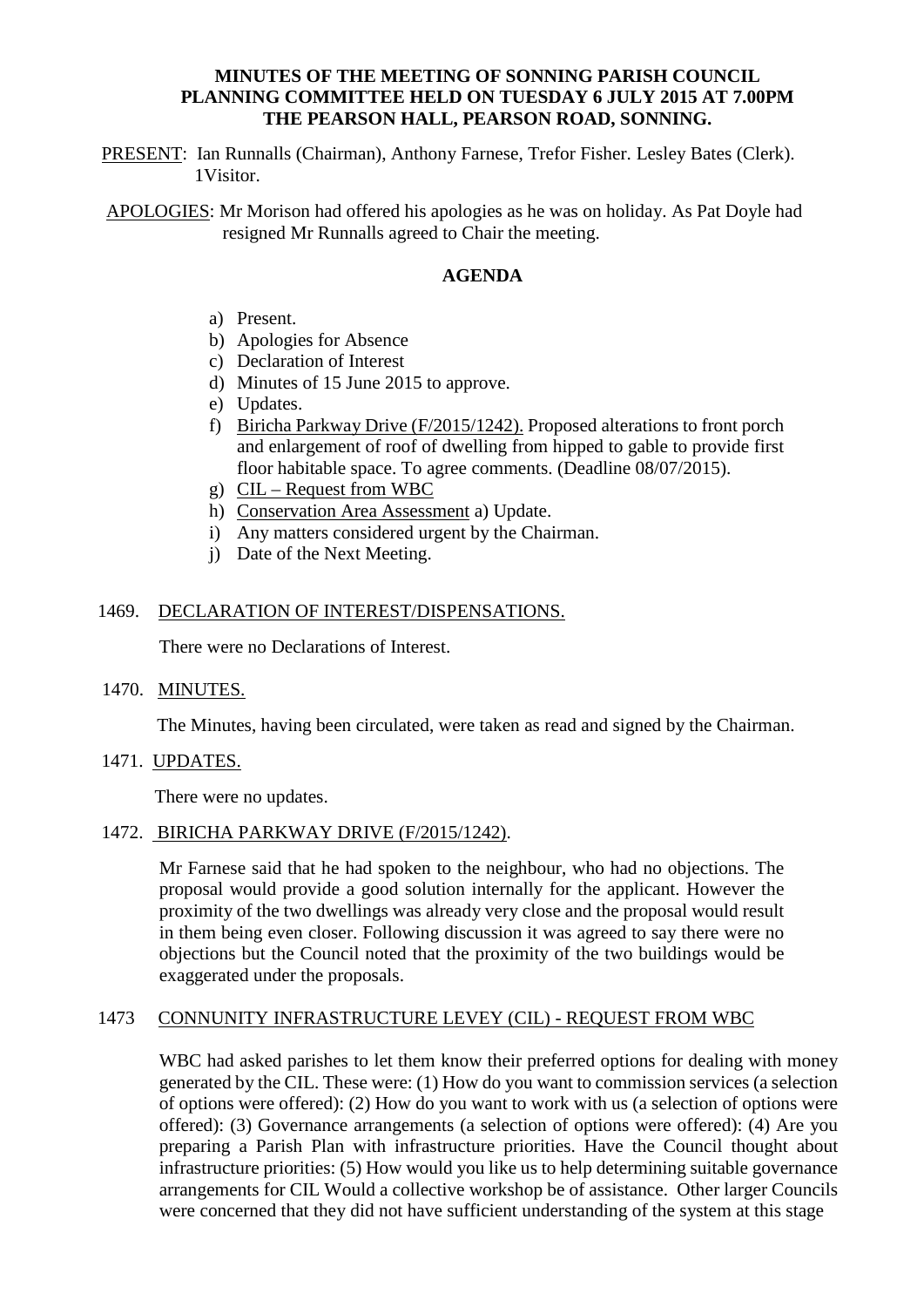**MINUTES OF THE MEETING OF SONNING PARISH COUNCIL PLANNING COMMITTEE HELD ON TUESDAY 6 JULY 2015 AT 7.00PM THE PEARSON HALL, PEARSON ROAD, SONNING.**

PRESENT: Ian Runnalls (Chairman), Anthony Farnese, Trefor Fisher. Lesley Bates (Clerk). 1Visitor.

APOLOGIES: Mr Morison had offered his apologies as he was on holiday. As Pat Doyle had resigned Mr Runnalls agreed to Chair the meeting.

**AGENDA**

a) Present.
b) Apologies for Absence
c) Declaration of Interest
d) Minutes of 15 June 2015 to approve.
e) Updates.
f) Biricha Parkway Drive (F/2015/1242). Proposed alterations to front porch and enlargement of roof of dwelling from hipped to gable to provide first floor habitable space. To agree comments. (Deadline 08/07/2015).
g) CIL – Request from WBC
h) Conservation Area Assessment a) Update.
i) Any matters considered urgent by the Chairman.
j) Date of the Next Meeting.

1469. DECLARATION OF INTEREST/DISPENSATIONS.

There were no Declarations of Interest.

1470. MINUTES.

The Minutes, having been circulated, were taken as read and signed by the Chairman.

1471. UPDATES.

There were no updates.

1472. BIRICHA PARKWAY DRIVE (F/2015/1242).

Mr Farnese said that he had spoken to the neighbour, who had no objections. The proposal would provide a good solution internally for the applicant. However the proximity of the two dwellings was already very close and the proposal would result in them being even closer. Following discussion it was agreed to say there were no objections but the Council noted that the proximity of the two buildings would be exaggerated under the proposals.

1473 CONNUNITY INFRASTRUCTURE LEVEY (CIL) - REQUEST FROM WBC

WBC had asked parishes to let them know their preferred options for dealing with money generated by the CIL. These were: (1) How do you want to commission services (a selection of options were offered): (2) How do you want to work with us (a selection of options were offered): (3) Governance arrangements (a selection of options were offered): (4) Are you preparing a Parish Plan with infrastructure priorities. Have the Council thought about infrastructure priorities: (5) How would you like us to help determining suitable governance arrangements for CIL Would a collective workshop be of assistance. Other larger Councils were concerned that they did not have sufficient understanding of the system at this stage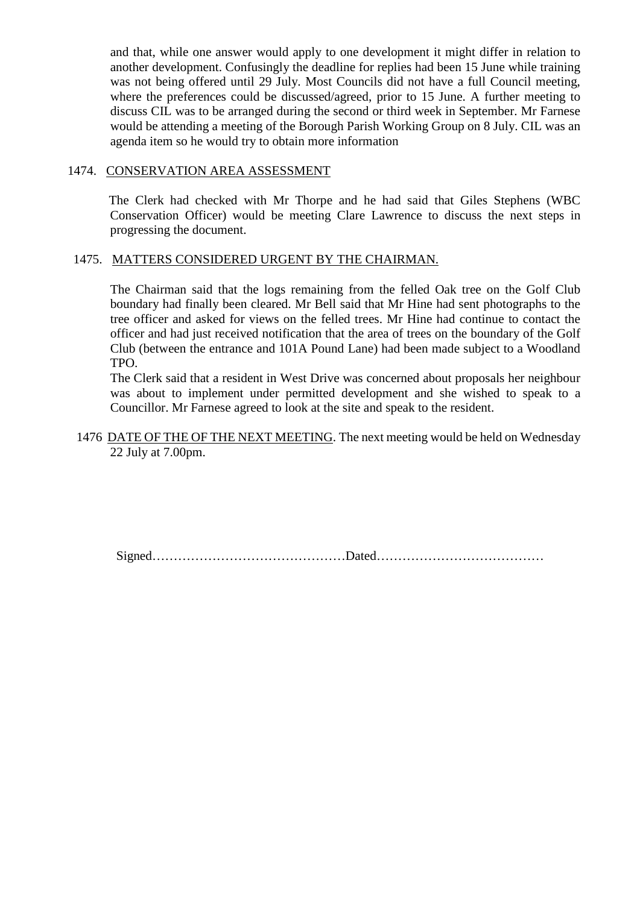and that, while one answer would apply to one development it might differ in relation to another development. Confusingly the deadline for replies had been 15 June while training was not being offered until 29 July. Most Councils did not have a full Council meeting, where the preferences could be discussed/agreed, prior to 15 June. A further meeting to discuss CIL was to be arranged during the second or third week in September. Mr Farnese would be attending a meeting of the Borough Parish Working Group on 8 July. CIL was an agenda item so he would try to obtain more information

1474. CONSERVATION AREA ASSESSMENT

The Clerk had checked with Mr Thorpe and he had said that Giles Stephens (WBC Conservation Officer) would be meeting Clare Lawrence to discuss the next steps in progressing the document.

1475. MATTERS CONSIDERED URGENT BY THE CHAIRMAN.

The Chairman said that the logs remaining from the felled Oak tree on the Golf Club boundary had finally been cleared. Mr Bell said that Mr Hine had sent photographs to the tree officer and asked for views on the felled trees. Mr Hine had continue to contact the officer and had just received notification that the area of trees on the boundary of the Golf Club (between the entrance and 101A Pound Lane) had been made subject to a Woodland TPO.

The Clerk said that a resident in West Drive was concerned about proposals her neighbour was about to implement under permitted development and she wished to speak to a Councillor. Mr Farnese agreed to look at the site and speak to the resident.

1476 DATE OF THE OF THE NEXT MEETING. The next meeting would be held on Wednesday 22 July at 7.00pm.

Signed………………………………………Dated…………………………………